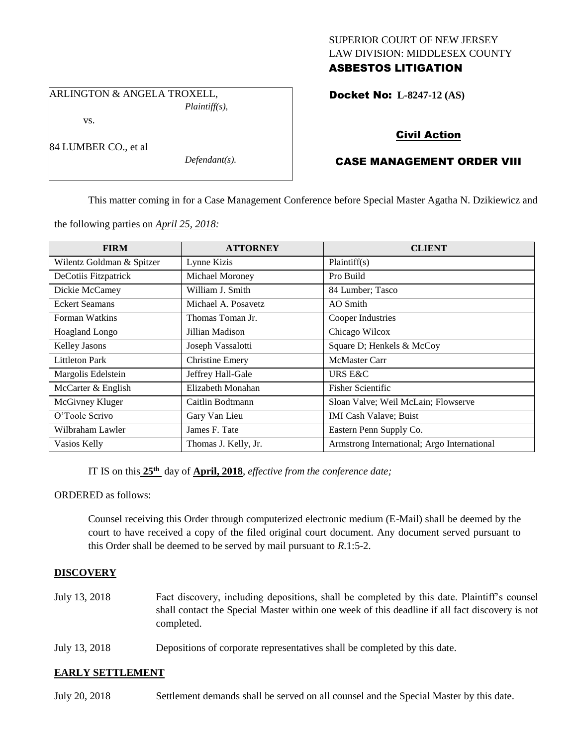SUPERIOR COURT OF NEW JERSEY
LAW DIVISION: MIDDLESEX COUNTY
**ASBESTOS LITIGATION**

ARLINGTON & ANGELA TROXELL,
*Plaintiff(s),*

vs.

84 LUMBER CO., et al
*Defendant(s).*

**Docket No: L-8247-12 (AS)**

## Civil Action

## CASE MANAGEMENT ORDER VIII

This matter coming in for a Case Management Conference before Special Master Agatha N. Dzikiewicz and the following parties on *April 25, 2018:*

| FIRM | ATTORNEY | CLIENT |
|---|---|---|
| Wilentz Goldman & Spitzer | Lynne Kizis | Plaintiff(s) |
| DeCotiis Fitzpatrick | Michael Moroney | Pro Build |
| Dickie McCamey | William J. Smith | 84 Lumber; Tasco |
| Eckert Seamans | Michael A. Posavetz | AO Smith |
| Forman Watkins | Thomas Toman Jr. | Cooper Industries |
| Hoagland Longo | Jillian Madison | Chicago Wilcox |
| Kelley Jasons | Joseph Vassalotti | Square D; Henkels & McCoy |
| Littleton Park | Christine Emery | McMaster Carr |
| Margolis Edelstein | Jeffrey Hall-Gale | URS E&C |
| McCarter & English | Elizabeth Monahan | Fisher Scientific |
| McGivney Kluger | Caitlin Bodtmann | Sloan Valve; Weil McLain; Flowserve |
| O'Toole Scrivo | Gary Van Lieu | IMI Cash Valave; Buist |
| Wilbraham Lawler | James F. Tate | Eastern Penn Supply Co. |
| Vasios Kelly | Thomas J. Kelly, Jr. | Armstrong International; Argo International |

IT IS on this **25th** day of **April, 2018**, *effective from the conference date;*

ORDERED as follows:

Counsel receiving this Order through computerized electronic medium (E-Mail) shall be deemed by the court to have received a copy of the filed original court document. Any document served pursuant to this Order shall be deemed to be served by mail pursuant to *R*.1:5-2.

**DISCOVERY**

July 13, 2018 — Fact discovery, including depositions, shall be completed by this date. Plaintiff's counsel shall contact the Special Master within one week of this deadline if all fact discovery is not completed.

July 13, 2018 — Depositions of corporate representatives shall be completed by this date.

**EARLY SETTLEMENT**

July 20, 2018 — Settlement demands shall be served on all counsel and the Special Master by this date.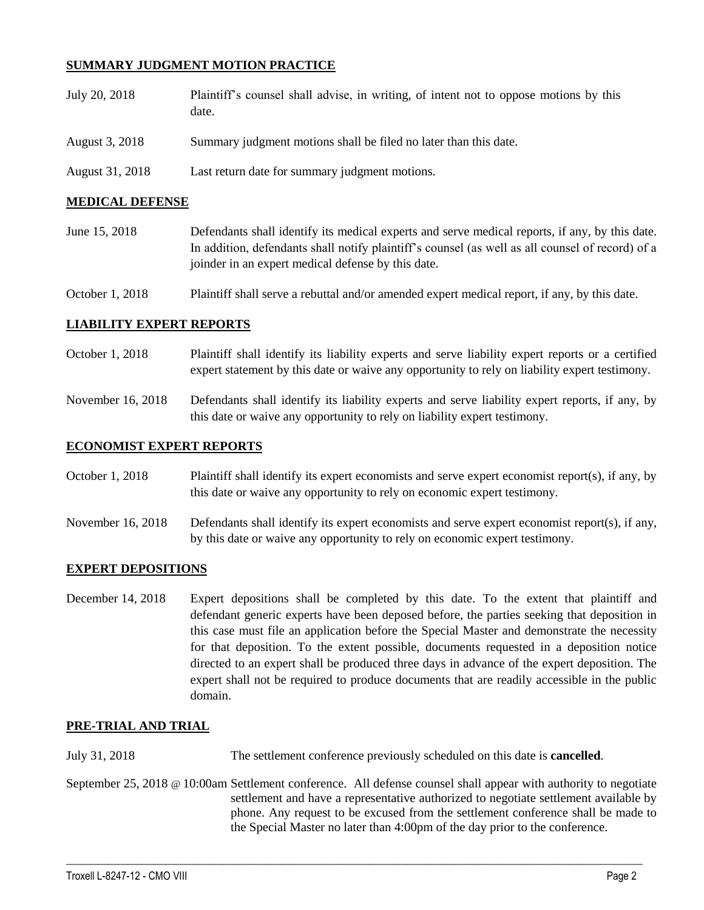## SUMMARY JUDGMENT MOTION PRACTICE

| | |
|---|---|
| July 20, 2018 | Plaintiff's counsel shall advise, in writing, of intent not to oppose motions by this date. |
| August 3, 2018 | Summary judgment motions shall be filed no later than this date. |
| August 31, 2018 | Last return date for summary judgment motions. |

## MEDICAL DEFENSE

| | |
|---|---|
| June 15, 2018 | Defendants shall identify its medical experts and serve medical reports, if any, by this date. In addition, defendants shall notify plaintiff's counsel (as well as all counsel of record) of a joinder in an expert medical defense by this date. |
| October 1, 2018 | Plaintiff shall serve a rebuttal and/or amended expert medical report, if any, by this date. |

## LIABILITY EXPERT REPORTS

| | |
|---|---|
| October 1, 2018 | Plaintiff shall identify its liability experts and serve liability expert reports or a certified expert statement by this date or waive any opportunity to rely on liability expert testimony. |
| November 16, 2018 | Defendants shall identify its liability experts and serve liability expert reports, if any, by this date or waive any opportunity to rely on liability expert testimony. |

## ECONOMIST EXPERT REPORTS

| | |
|---|---|
| October 1, 2018 | Plaintiff shall identify its expert economists and serve expert economist report(s), if any, by this date or waive any opportunity to rely on economic expert testimony. |
| November 16, 2018 | Defendants shall identify its expert economists and serve expert economist report(s), if any, by this date or waive any opportunity to rely on economic expert testimony. |

## EXPERT DEPOSITIONS

| | |
|---|---|
| December 14, 2018 | Expert depositions shall be completed by this date. To the extent that plaintiff and defendant generic experts have been deposed before, the parties seeking that deposition in this case must file an application before the Special Master and demonstrate the necessity for that deposition. To the extent possible, documents requested in a deposition notice directed to an expert shall be produced three days in advance of the expert deposition. The expert shall not be required to produce documents that are readily accessible in the public domain. |

## PRE-TRIAL AND TRIAL

| | |
|---|---|
| July 31, 2018 | The settlement conference previously scheduled on this date is **cancelled**. |
| September 25, 2018 @ 10:00am | Settlement conference. All defense counsel shall appear with authority to negotiate settlement and have a representative authorized to negotiate settlement available by phone. Any request to be excused from the settlement conference shall be made to the Special Master no later than 4:00pm of the day prior to the conference. |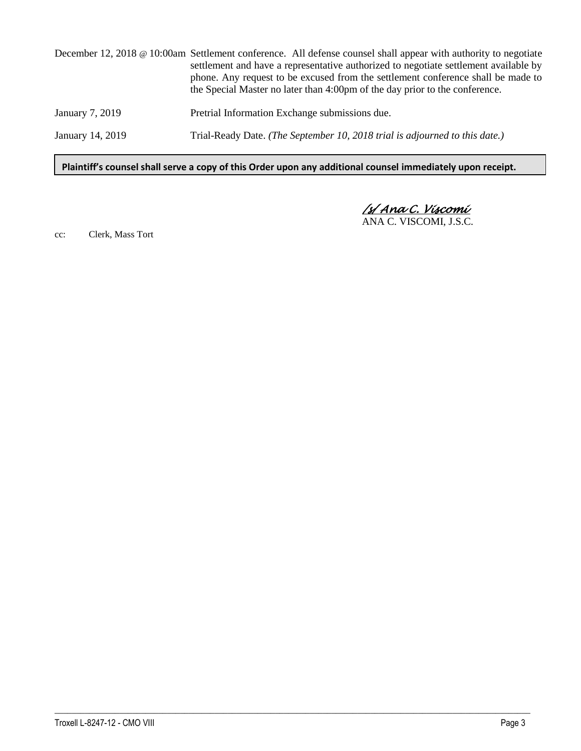| | |
|---|---|
| December 12, 2018 @ 10:00am | Settlement conference. All defense counsel shall appear with authority to negotiate settlement and have a representative authorized to negotiate settlement available by phone. Any request to be excused from the settlement conference shall be made to the Special Master no later than 4:00pm of the day prior to the conference. |
| January 7, 2019 | Pretrial Information Exchange submissions due. |
| January 14, 2019 | Trial-Ready Date. *(The September 10, 2018 trial is adjourned to this date.)* |

**Plaintiff's counsel shall serve a copy of this Order upon any additional counsel immediately upon receipt.**

*/s/ Ana C. Viscomi*
ANA C. VISCOMI, J.S.C.

cc: Clerk, Mass Tort